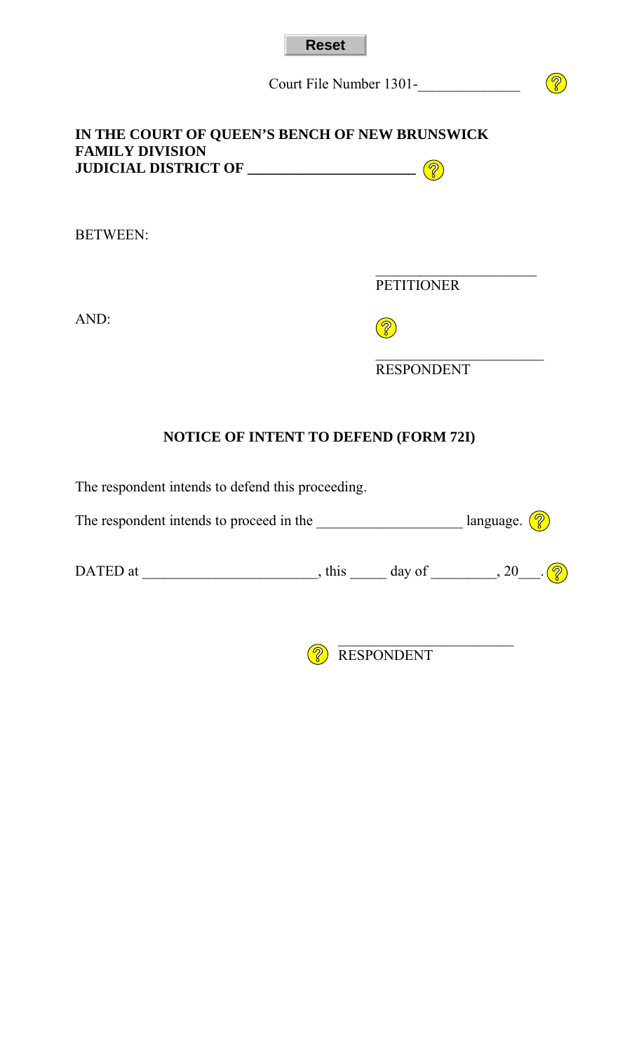Reset

Court File Number 1301-______________

**IN THE COURT OF QUEEN'S BENCH OF NEW BRUNSWICK**
**FAMILY DIVISION**
**JUDICIAL DISTRICT OF ______________________**

BETWEEN:

______________________
PETITIONER

AND:

______________________
RESPONDENT

## NOTICE OF INTENT TO DEFEND (FORM 72I)

The respondent intends to defend this proceeding.

The respondent intends to proceed in the ___________________ language.

DATED at ______________________, this _____ day of _________, 20___.

______________________
RESPONDENT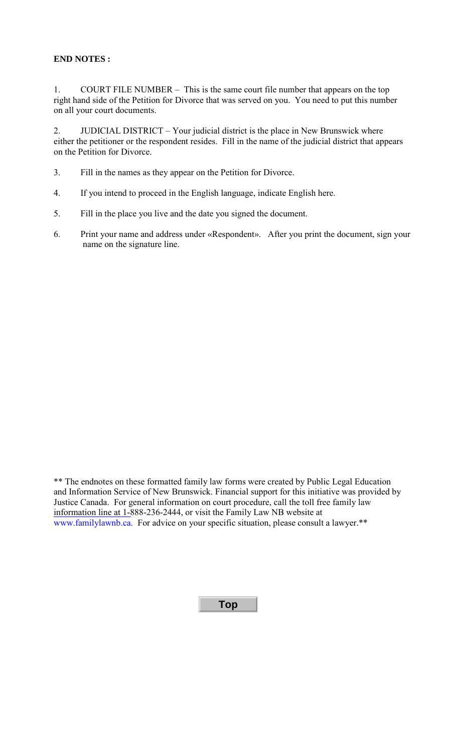**END NOTES :**

1. COURT FILE NUMBER – This is the same court file number that appears on the top right hand side of the Petition for Divorce that was served on you. You need to put this number on all your court documents.

2. JUDICIAL DISTRICT – Your judicial district is the place in New Brunswick where either the petitioner or the respondent resides. Fill in the name of the judicial district that appears on the Petition for Divorce.

3. Fill in the names as they appear on the Petition for Divorce.

4. If you intend to proceed in the English language, indicate English here.

5. Fill in the place you live and the date you signed the document.

6. Print your name and address under «Respondent». After you print the document, sign your name on the signature line.

** The endnotes on these formatted family law forms were created by Public Legal Education and Information Service of New Brunswick. Financial support for this initiative was provided by Justice Canada. For general information on court procedure, call the toll free family law information line at 1-888-236-2444, or visit the Family Law NB website at www.familylawnb.ca. For advice on your specific situation, please consult a lawyer.**

Top